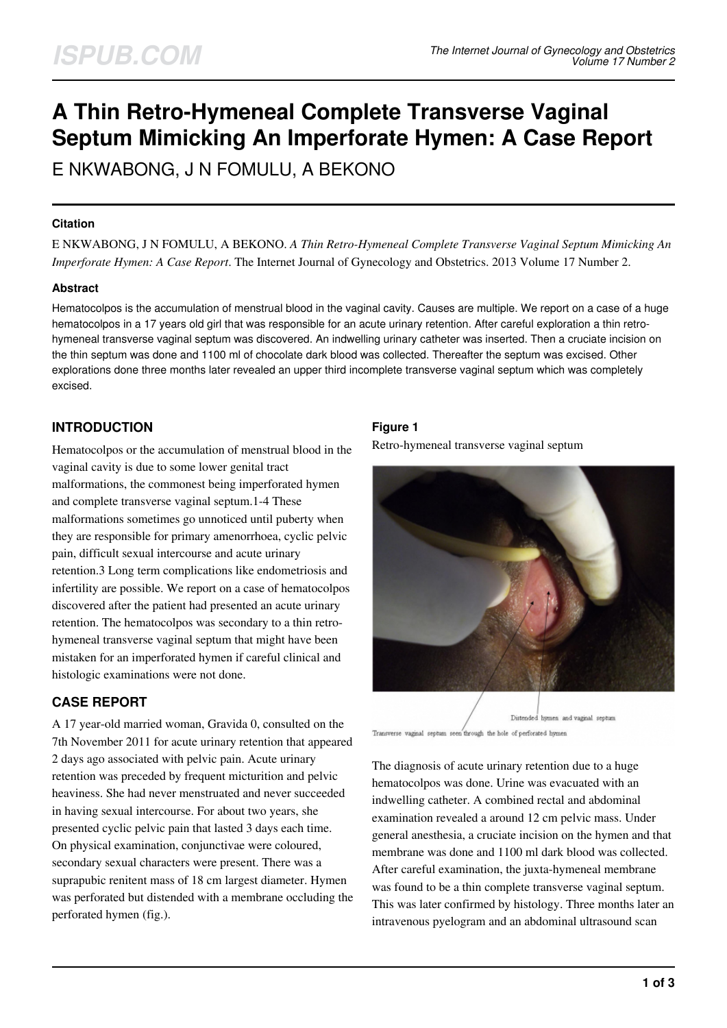# A Thin Retro-Hymeneal Complete Transverse Vaginal Septum Mimicking An Imperforate Hymen: A Case Report

E NKWABONG, J N FOMULU, A BEKONO

### Citation

E NKWABONG, J N FOMULU, A BEKONO. *A Thin Retro-Hymeneal Complete Transverse Vaginal Septum Mimicking An Imperforate Hymen: A Case Report*. The Internet Journal of Gynecology and Obstetrics. 2013 Volume 17 Number 2.

### Abstract

Hematocolpos is the accumulation of menstrual blood in the vaginal cavity. Causes are multiple. We report on a case of a huge hematocolpos in a 17 years old girl that was responsible for an acute urinary retention. After careful exploration a thin retro-hymeneal transverse vaginal septum was discovered. An indwelling urinary catheter was inserted. Then a cruciate incision on the thin septum was done and 1100 ml of chocolate dark blood was collected. Thereafter the septum was excised. Other explorations done three months later revealed an upper third incomplete transverse vaginal septum which was completely excised.

## INTRODUCTION

Hematocolpos or the accumulation of menstrual blood in the vaginal cavity is due to some lower genital tract malformations, the commonest being imperforated hymen and complete transverse vaginal septum.1-4 These malformations sometimes go unnoticed until puberty when they are responsible for primary amenorrhoea, cyclic pelvic pain, difficult sexual intercourse and acute urinary retention.3 Long term complications like endometriosis and infertility are possible. We report on a case of hematocolpos discovered after the patient had presented an acute urinary retention. The hematocolpos was secondary to a thin retro-hymeneal transverse vaginal septum that might have been mistaken for an imperforated hymen if careful clinical and histologic examinations were not done.

## CASE REPORT

A 17 year-old married woman, Gravida 0, consulted on the 7th November 2011 for acute urinary retention that appeared 2 days ago associated with pelvic pain. Acute urinary retention was preceded by frequent micturition and pelvic heaviness. She had never menstruated and never succeeded in having sexual intercourse. For about two years, she presented cyclic pelvic pain that lasted 3 days each time. On physical examination, conjunctivae were coloured, secondary sexual characters were present. There was a suprapubic renitent mass of 18 cm largest diameter. Hymen was perforated but distended with a membrane occluding the perforated hymen (fig.).

**Figure 1**

Retro-hymeneal transverse vaginal septum

Distended hymen and vaginal septum

Transverse vaginal septum seen through the hole of perforated hymen

The diagnosis of acute urinary retention due to a huge hematocolpos was done. Urine was evacuated with an indwelling catheter. A combined rectal and abdominal examination revealed a around 12 cm pelvic mass. Under general anesthesia, a cruciate incision on the hymen and that membrane was done and 1100 ml dark blood was collected. After careful examination, the juxta-hymeneal membrane was found to be a thin complete transverse vaginal septum. This was later confirmed by histology. Three months later an intravenous pyelogram and an abdominal ultrasound scan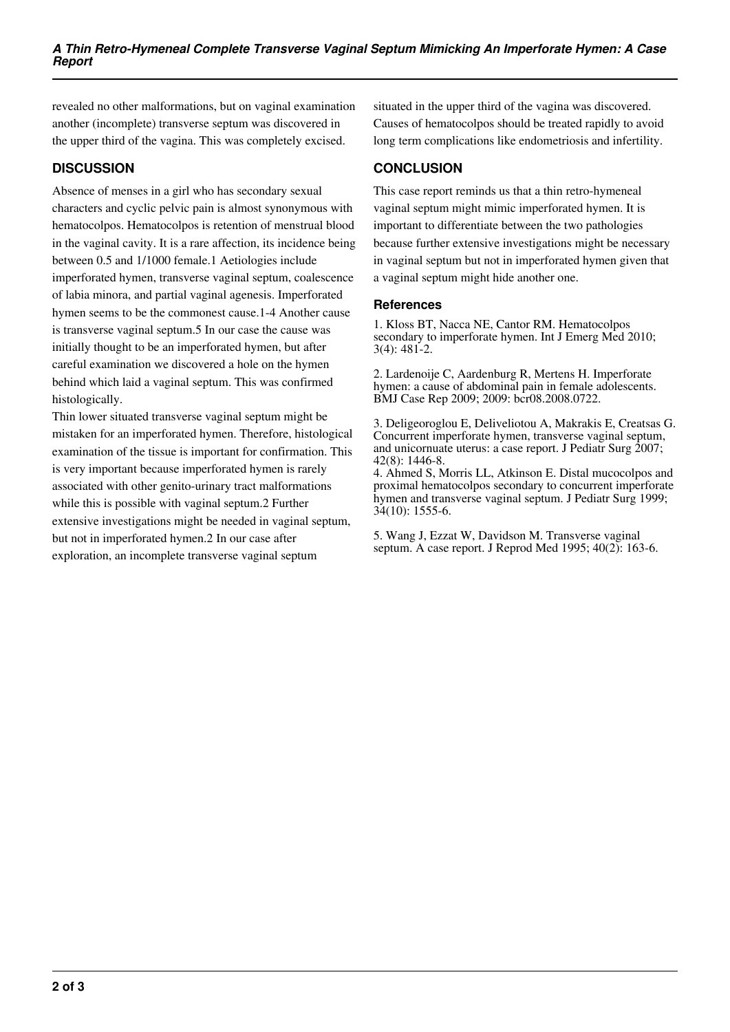revealed no other malformations, but on vaginal examination another (incomplete) transverse septum was discovered in the upper third of the vagina. This was completely excised.

## DISCUSSION

Absence of menses in a girl who has secondary sexual characters and cyclic pelvic pain is almost synonymous with hematocolpos. Hematocolpos is retention of menstrual blood in the vaginal cavity. It is a rare affection, its incidence being between 0.5 and 1/1000 female.[1] Aetiologies include imperforated hymen, transverse vaginal septum, coalescence of labia minora, and partial vaginal agenesis. Imperforated hymen seems to be the commonest cause.[1-4] Another cause is transverse vaginal septum.[5] In our case the cause was initially thought to be an imperforated hymen, but after careful examination we discovered a hole on the hymen behind which laid a vaginal septum. This was confirmed histologically.

Thin lower situated transverse vaginal septum might be mistaken for an imperforated hymen. Therefore, histological examination of the tissue is important for confirmation. This is very important because imperforated hymen is rarely associated with other genito-urinary tract malformations while this is possible with vaginal septum.[2] Further extensive investigations might be needed in vaginal septum, but not in imperforated hymen.[2] In our case after exploration, an incomplete transverse vaginal septum situated in the upper third of the vagina was discovered. Causes of hematocolpos should be treated rapidly to avoid long term complications like endometriosis and infertility.

## CONCLUSION

This case report reminds us that a thin retro-hymeneal vaginal septum might mimic imperforated hymen. It is important to differentiate between the two pathologies because further extensive investigations might be necessary in vaginal septum but not in imperforated hymen given that a vaginal septum might hide another one.

### References

1. Kloss BT, Nacca NE, Cantor RM. Hematocolpos secondary to imperforate hymen. Int J Emerg Med 2010; 3(4): 481-2.

2. Lardenoije C, Aardenburg R, Mertens H. Imperforate hymen: a cause of abdominal pain in female adolescents. BMJ Case Rep 2009; 2009: bcr08.2008.0722.

3. Deligeoroglou E, Deliveliotou A, Makrakis E, Creatsas G. Concurrent imperforate hymen, transverse vaginal septum, and unicornuate uterus: a case report. J Pediatr Surg 2007; 42(8): 1446-8.

4. Ahmed S, Morris LL, Atkinson E. Distal mucocolpos and proximal hematocolpos secondary to concurrent imperforate hymen and transverse vaginal septum. J Pediatr Surg 1999; 34(10): 1555-6.

5. Wang J, Ezzat W, Davidson M. Transverse vaginal septum. A case report. J Reprod Med 1995; 40(2): 163-6.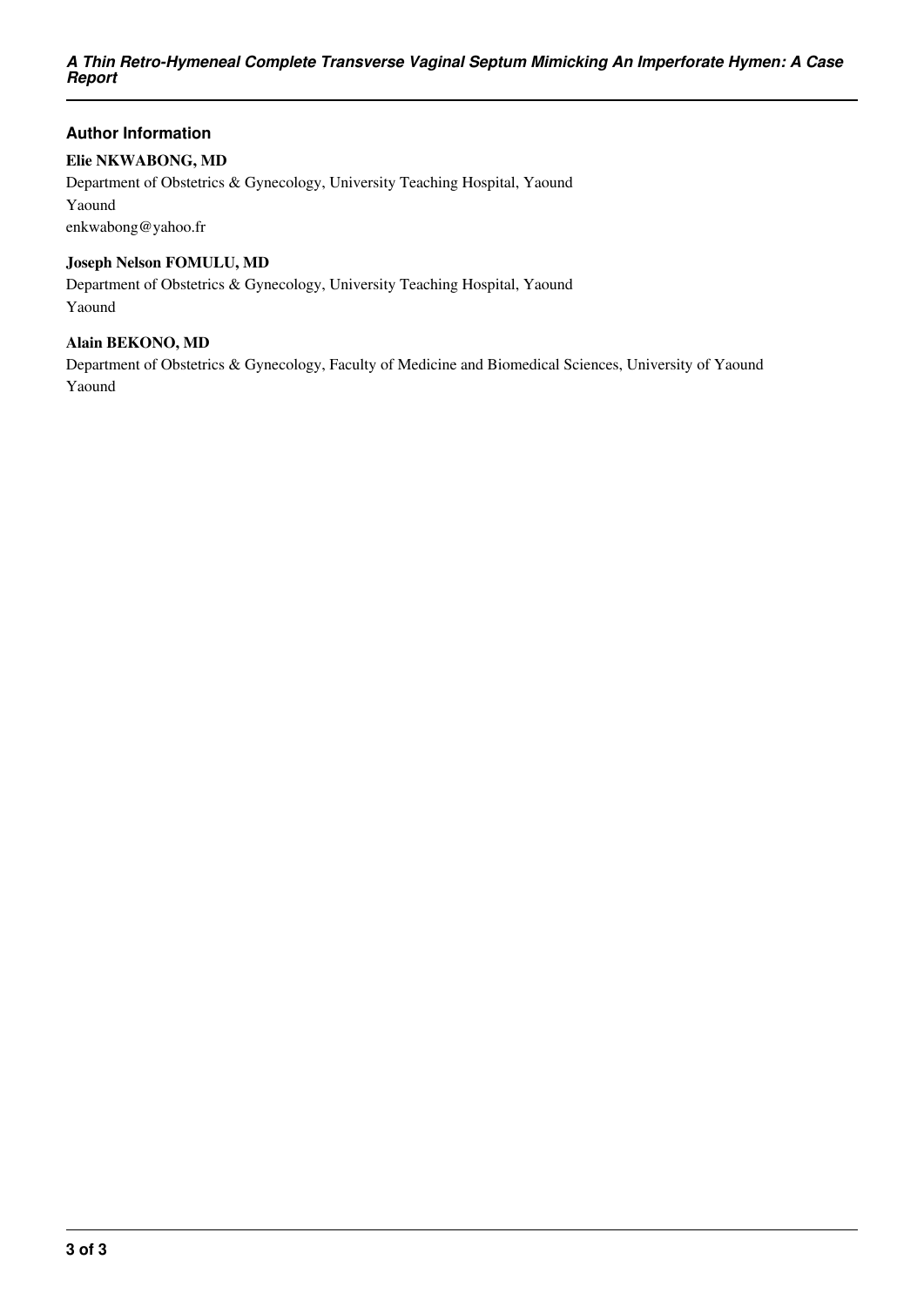## Author Information

**Elie NKWABONG, MD**

Department of Obstetrics & Gynecology, University Teaching Hospital, Yaound
Yaound
enkwabong@yahoo.fr

**Joseph Nelson FOMULU, MD**

Department of Obstetrics & Gynecology, University Teaching Hospital, Yaound
Yaound

**Alain BEKONO, MD**

Department of Obstetrics & Gynecology, Faculty of Medicine and Biomedical Sciences, University of Yaound
Yaound